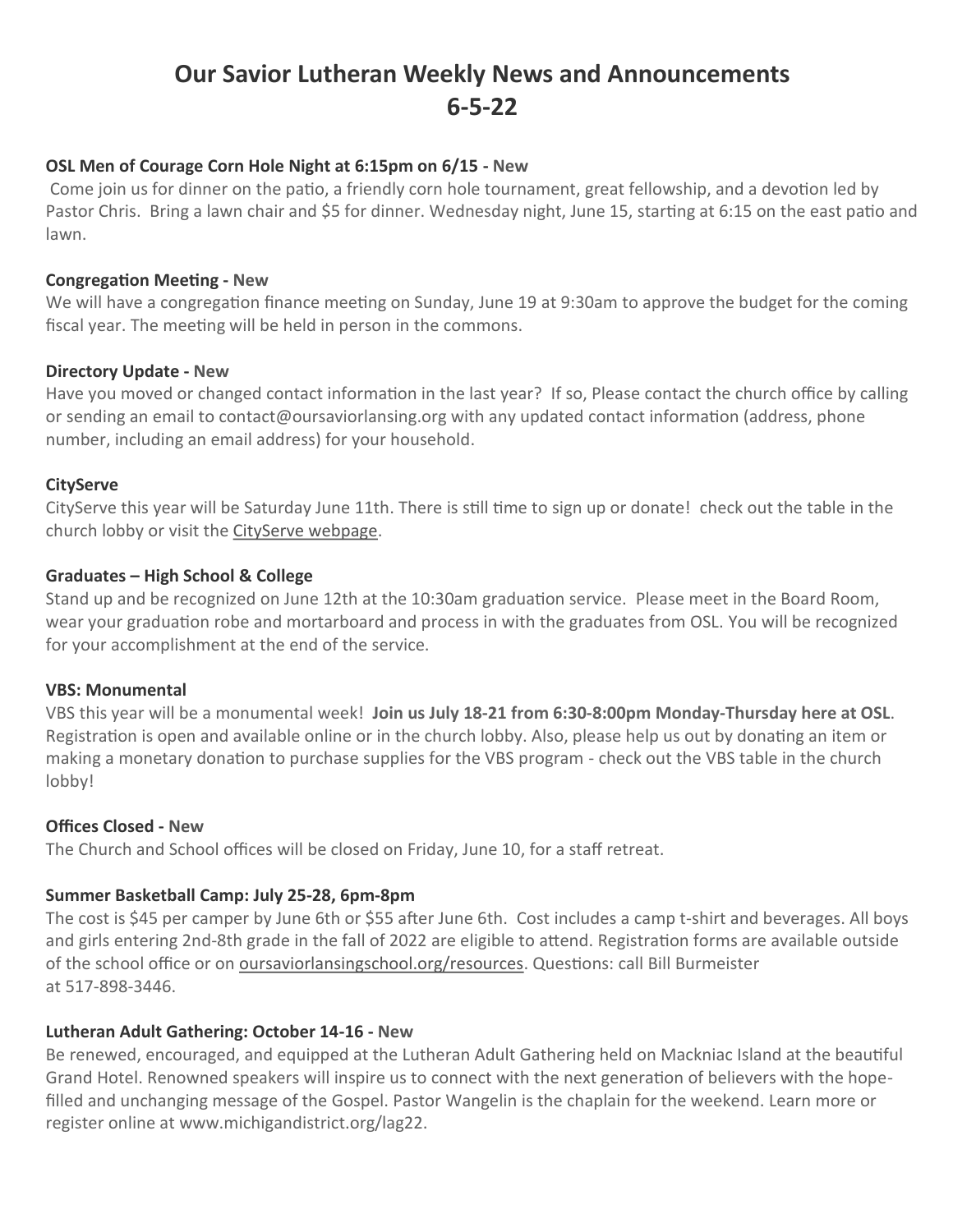# Our Savior Lutheran Weekly News and Announcements
# 6-5-22

**OSL Men of Courage Corn Hole Night at 6:15pm on 6/15 - New**

Come join us for dinner on the patio, a friendly corn hole tournament, great fellowship, and a devotion led by Pastor Chris. Bring a lawn chair and $5 for dinner. Wednesday night, June 15, starting at 6:15 on the east patio and lawn.

**Congregation Meeting - New**

We will have a congregation finance meeting on Sunday, June 19 at 9:30am to approve the budget for the coming fiscal year. The meeting will be held in person in the commons.

**Directory Update - New**

Have you moved or changed contact information in the last year? If so, Please contact the church office by calling or sending an email to contact@oursaviorlansing.org with any updated contact information (address, phone number, including an email address) for your household.

**CityServe**

CityServe this year will be Saturday June 11th. There is still time to sign up or donate! check out the table in the church lobby or visit the CityServe webpage.

**Graduates – High School & College**

Stand up and be recognized on June 12th at the 10:30am graduation service. Please meet in the Board Room, wear your graduation robe and mortarboard and process in with the graduates from OSL. You will be recognized for your accomplishment at the end of the service.

**VBS: Monumental**

VBS this year will be a monumental week! **Join us July 18-21 from 6:30-8:00pm Monday-Thursday here at OSL**. Registration is open and available online or in the church lobby. Also, please help us out by donating an item or making a monetary donation to purchase supplies for the VBS program - check out the VBS table in the church lobby!

**Offices Closed - New**

The Church and School offices will be closed on Friday, June 10, for a staff retreat.

**Summer Basketball Camp: July 25-28, 6pm-8pm**

The cost is $45 per camper by June 6th or $55 after June 6th. Cost includes a camp t-shirt and beverages. All boys and girls entering 2nd-8th grade in the fall of 2022 are eligible to attend. Registration forms are available outside of the school office or on oursaviorlansingschool.org/resources. Questions: call Bill Burmeister at 517-898-3446.

**Lutheran Adult Gathering: October 14-16 - New**

Be renewed, encouraged, and equipped at the Lutheran Adult Gathering held on Mackniac Island at the beautiful Grand Hotel. Renowned speakers will inspire us to connect with the next generation of believers with the hope-filled and unchanging message of the Gospel. Pastor Wangelin is the chaplain for the weekend. Learn more or register online at www.michigandistrict.org/lag22.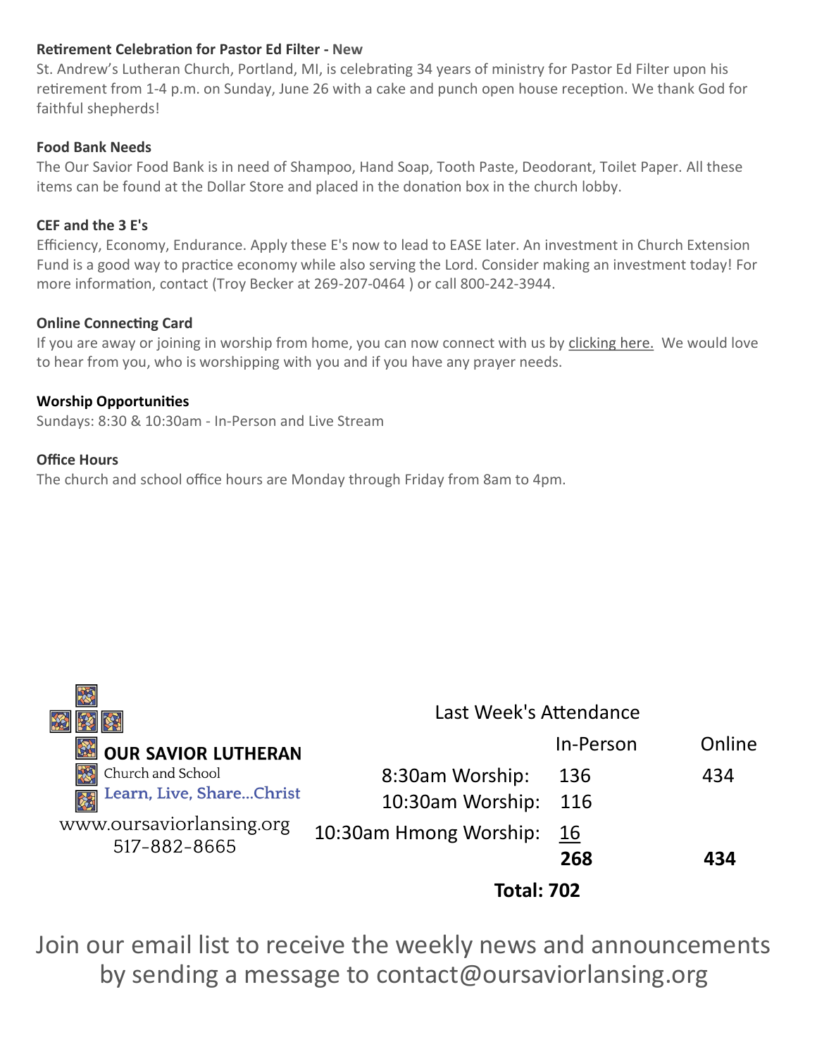**Retirement Celebration for Pastor Ed Filter - New**

St. Andrew's Lutheran Church, Portland, MI, is celebrating 34 years of ministry for Pastor Ed Filter upon his retirement from 1-4 p.m. on Sunday, June 26 with a cake and punch open house reception. We thank God for faithful shepherds!

**Food Bank Needs**

The Our Savior Food Bank is in need of Shampoo, Hand Soap, Tooth Paste, Deodorant, Toilet Paper. All these items can be found at the Dollar Store and placed in the donation box in the church lobby.

**CEF and the 3 E's**

Efficiency, Economy, Endurance. Apply these E's now to lead to EASE later. An investment in Church Extension Fund is a good way to practice economy while also serving the Lord. Consider making an investment today! For more information, contact (Troy Becker at 269-207-0464 ) or call 800-242-3944.

**Online Connecting Card**

If you are away or joining in worship from home, you can now connect with us by clicking here. We would love to hear from you, who is worshipping with you and if you have any prayer needs.

**Worship Opportunities**

Sundays: 8:30 & 10:30am - In-Person and Live Stream

**Office Hours**

The church and school office hours are Monday through Friday from 8am to 4pm.

**OUR SAVIOR LUTHERAN**
Church and School
Learn, Live, Share...Christ
www.oursaviorlansing.org
517-882-8665

Last Week's Attendance

| | In-Person | Online |
|---|---|---|
| 8:30am Worship: | 136 | 434 |
| 10:30am Worship: | 116 | |
| 10:30am Hmong Worship: | 16 | |
| | **268** | **434** |

**Total: 702**

Join our email list to receive the weekly news and announcements by sending a message to contact@oursaviorlansing.org